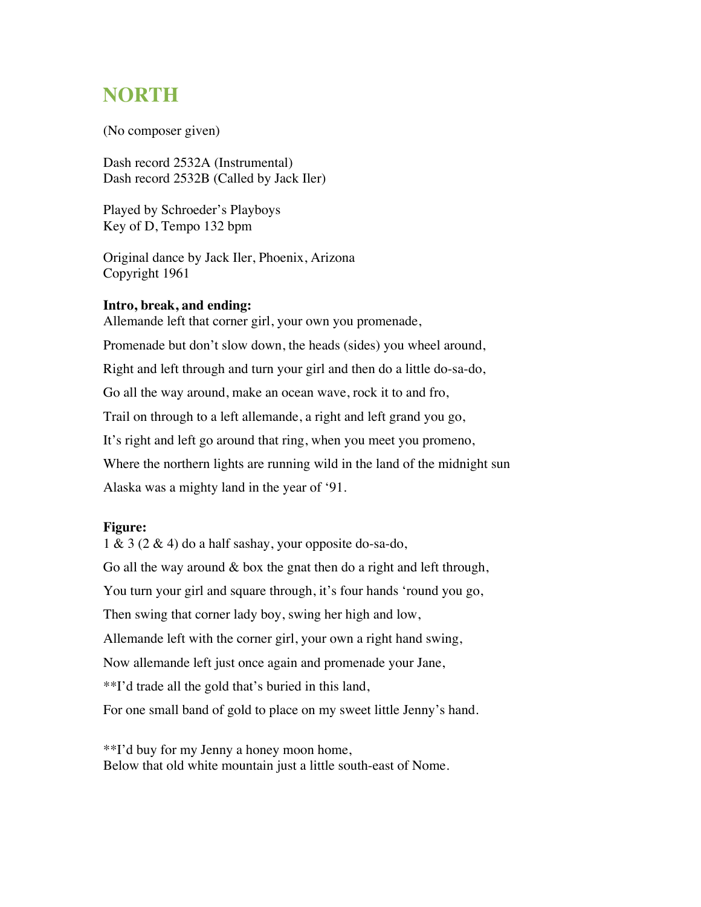# NORTH

(No composer given)

Dash record 2532A (Instrumental)
Dash record 2532B (Called by Jack Iler)

Played by Schroeder's Playboys
Key of D, Tempo 132 bpm

Original dance by Jack Iler, Phoenix, Arizona
Copyright 1961

**Intro, break, and ending:**
Allemande left that corner girl, your own you promenade,

Promenade but don't slow down, the heads (sides) you wheel around,

Right and left through and turn your girl and then do a little do-sa-do,

Go all the way around, make an ocean wave, rock it to and fro,

Trail on through to a left allemande, a right and left grand you go,

It's right and left go around that ring, when you meet you promeno,

Where the northern lights are running wild in the land of the midnight sun

Alaska was a mighty land in the year of '91.

**Figure:**
1 & 3 (2 & 4) do a half sashay, your opposite do-sa-do,

Go all the way around & box the gnat then do a right and left through,

You turn your girl and square through, it's four hands 'round you go,

Then swing that corner lady boy, swing her high and low,

Allemande left with the corner girl, your own a right hand swing,

Now allemande left just once again and promenade your Jane,

**I'd trade all the gold that's buried in this land,

For one small band of gold to place on my sweet little Jenny's hand.

**I'd buy for my Jenny a honey moon home,
Below that old white mountain just a little south-east of Nome.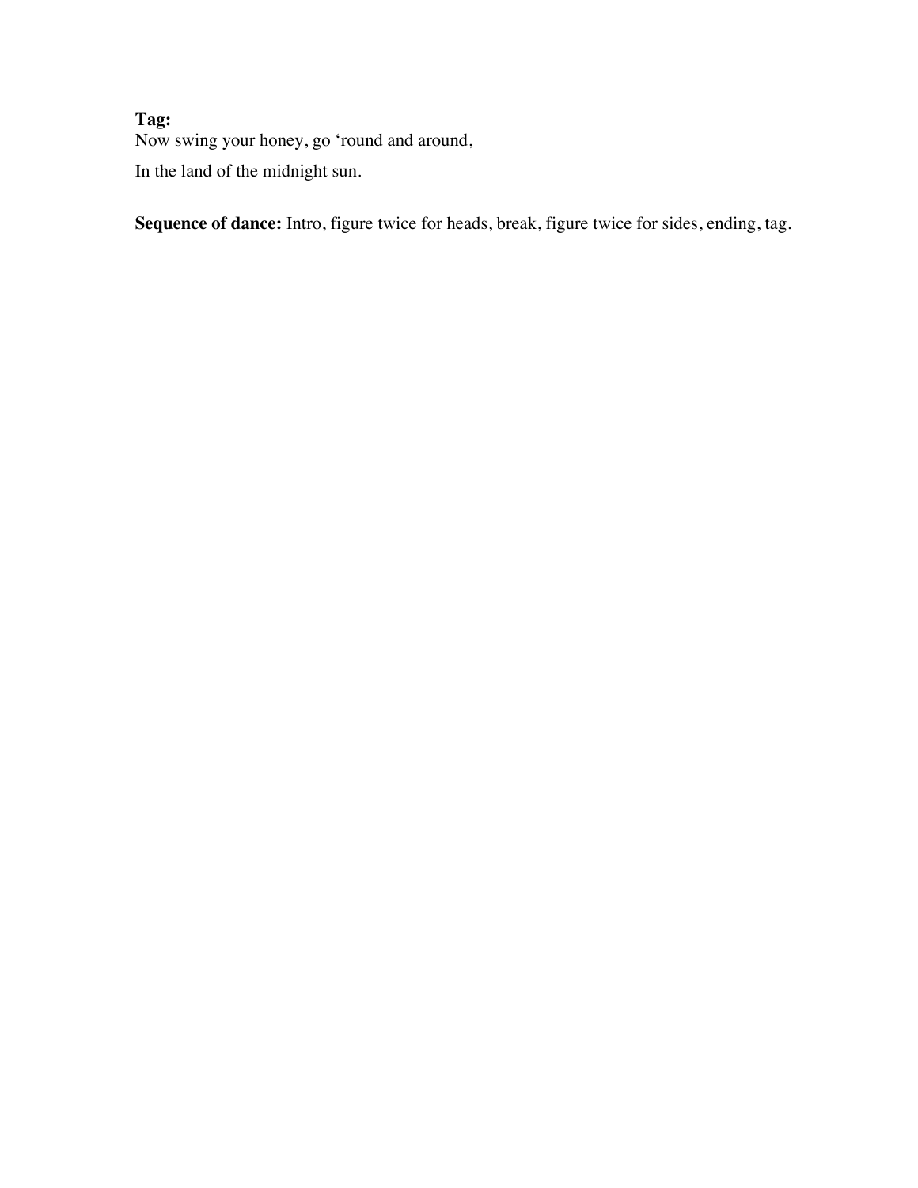**Tag:**

Now swing your honey, go ‘round and around,

In the land of the midnight sun.

**Sequence of dance:** Intro, figure twice for heads, break, figure twice for sides, ending, tag.